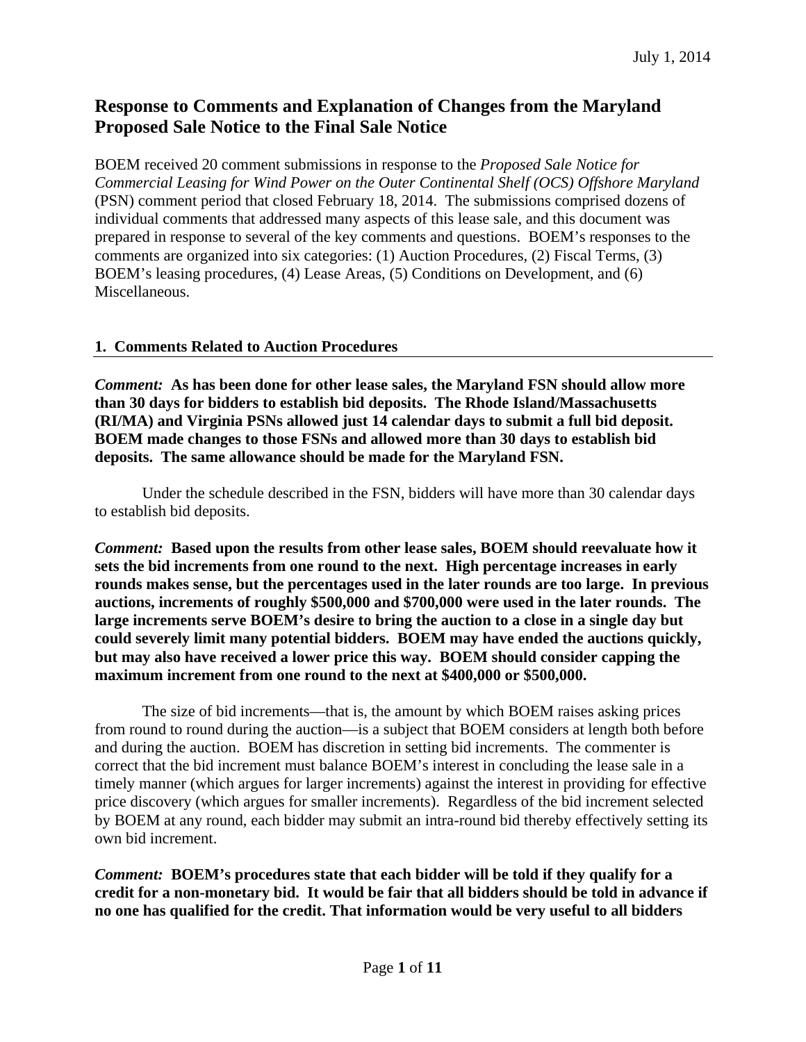July 1, 2014

# Response to Comments and Explanation of Changes from the Maryland Proposed Sale Notice to the Final Sale Notice

BOEM received 20 comment submissions in response to the *Proposed Sale Notice for Commercial Leasing for Wind Power on the Outer Continental Shelf (OCS) Offshore Maryland* (PSN) comment period that closed February 18, 2014. The submissions comprised dozens of individual comments that addressed many aspects of this lease sale, and this document was prepared in response to several of the key comments and questions. BOEM's responses to the comments are organized into six categories: (1) Auction Procedures, (2) Fiscal Terms, (3) BOEM's leasing procedures, (4) Lease Areas, (5) Conditions on Development, and (6) Miscellaneous.

## 1. Comments Related to Auction Procedures

***Comment:*** **As has been done for other lease sales, the Maryland FSN should allow more than 30 days for bidders to establish bid deposits. The Rhode Island/Massachusetts (RI/MA) and Virginia PSNs allowed just 14 calendar days to submit a full bid deposit. BOEM made changes to those FSNs and allowed more than 30 days to establish bid deposits. The same allowance should be made for the Maryland FSN.**

Under the schedule described in the FSN, bidders will have more than 30 calendar days to establish bid deposits.

***Comment:*** **Based upon the results from other lease sales, BOEM should reevaluate how it sets the bid increments from one round to the next. High percentage increases in early rounds makes sense, but the percentages used in the later rounds are too large. In previous auctions, increments of roughly $500,000 and $700,000 were used in the later rounds. The large increments serve BOEM's desire to bring the auction to a close in a single day but could severely limit many potential bidders. BOEM may have ended the auctions quickly, but may also have received a lower price this way. BOEM should consider capping the maximum increment from one round to the next at $400,000 or $500,000.**

The size of bid increments—that is, the amount by which BOEM raises asking prices from round to round during the auction—is a subject that BOEM considers at length both before and during the auction. BOEM has discretion in setting bid increments. The commenter is correct that the bid increment must balance BOEM's interest in concluding the lease sale in a timely manner (which argues for larger increments) against the interest in providing for effective price discovery (which argues for smaller increments). Regardless of the bid increment selected by BOEM at any round, each bidder may submit an intra-round bid thereby effectively setting its own bid increment.

***Comment:*** **BOEM's procedures state that each bidder will be told if they qualify for a credit for a non-monetary bid. It would be fair that all bidders should be told in advance if no one has qualified for the credit. That information would be very useful to all bidders**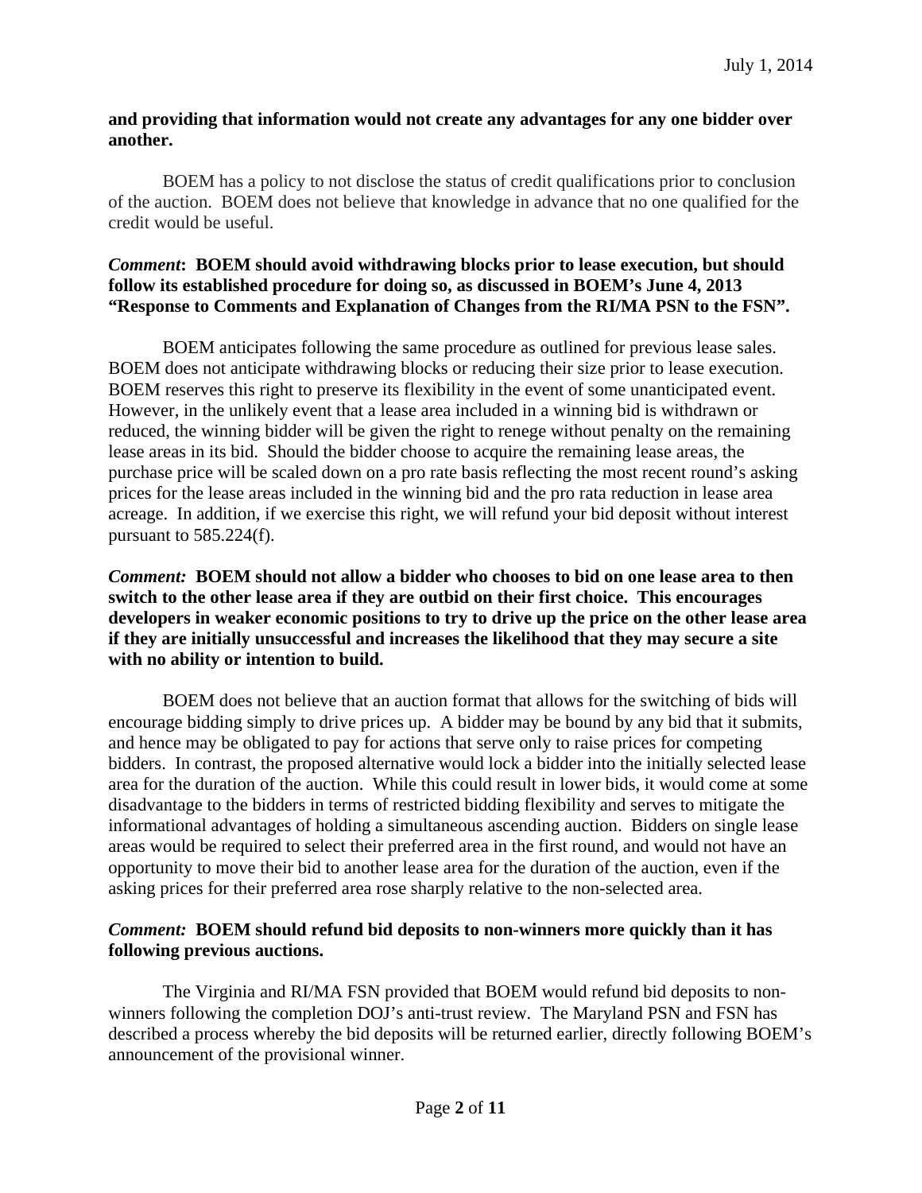**and providing that information would not create any advantages for any one bidder over another.**

BOEM has a policy to not disclose the status of credit qualifications prior to conclusion of the auction. BOEM does not believe that knowledge in advance that no one qualified for the credit would be useful.

***Comment*: BOEM should avoid withdrawing blocks prior to lease execution, but should follow its established procedure for doing so, as discussed in BOEM's June 4, 2013 "Response to Comments and Explanation of Changes from the RI/MA PSN to the FSN".**

BOEM anticipates following the same procedure as outlined for previous lease sales. BOEM does not anticipate withdrawing blocks or reducing their size prior to lease execution. BOEM reserves this right to preserve its flexibility in the event of some unanticipated event. However, in the unlikely event that a lease area included in a winning bid is withdrawn or reduced, the winning bidder will be given the right to renege without penalty on the remaining lease areas in its bid. Should the bidder choose to acquire the remaining lease areas, the purchase price will be scaled down on a pro rate basis reflecting the most recent round's asking prices for the lease areas included in the winning bid and the pro rata reduction in lease area acreage. In addition, if we exercise this right, we will refund your bid deposit without interest pursuant to 585.224(f).

***Comment:* BOEM should not allow a bidder who chooses to bid on one lease area to then switch to the other lease area if they are outbid on their first choice. This encourages developers in weaker economic positions to try to drive up the price on the other lease area if they are initially unsuccessful and increases the likelihood that they may secure a site with no ability or intention to build.**

BOEM does not believe that an auction format that allows for the switching of bids will encourage bidding simply to drive prices up. A bidder may be bound by any bid that it submits, and hence may be obligated to pay for actions that serve only to raise prices for competing bidders. In contrast, the proposed alternative would lock a bidder into the initially selected lease area for the duration of the auction. While this could result in lower bids, it would come at some disadvantage to the bidders in terms of restricted bidding flexibility and serves to mitigate the informational advantages of holding a simultaneous ascending auction. Bidders on single lease areas would be required to select their preferred area in the first round, and would not have an opportunity to move their bid to another lease area for the duration of the auction, even if the asking prices for their preferred area rose sharply relative to the non-selected area.

***Comment:* BOEM should refund bid deposits to non-winners more quickly than it has following previous auctions.**

The Virginia and RI/MA FSN provided that BOEM would refund bid deposits to non-winners following the completion DOJ's anti-trust review. The Maryland PSN and FSN has described a process whereby the bid deposits will be returned earlier, directly following BOEM's announcement of the provisional winner.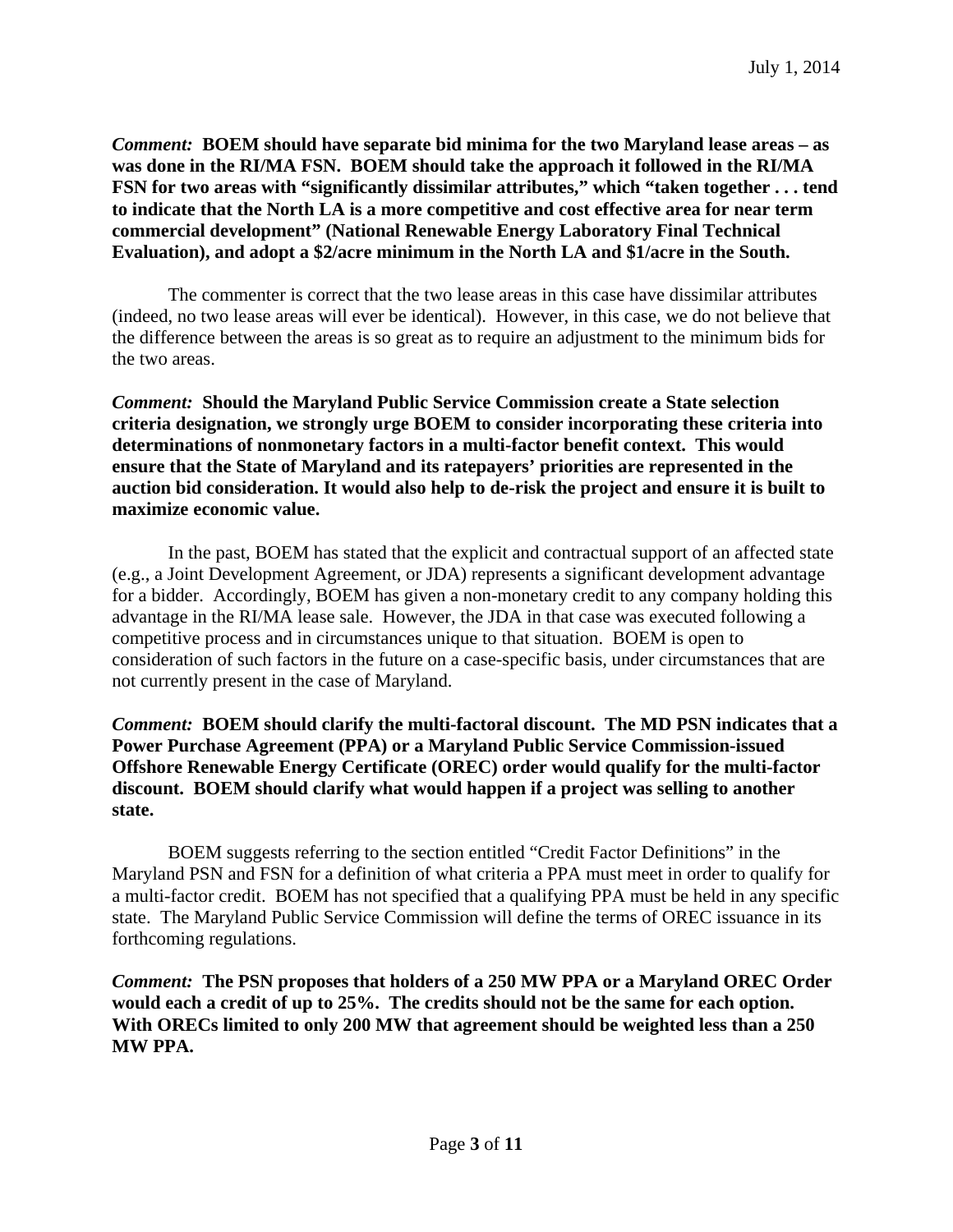***Comment:*** **BOEM should have separate bid minima for the two Maryland lease areas – as was done in the RI/MA FSN. BOEM should take the approach it followed in the RI/MA FSN for two areas with "significantly dissimilar attributes," which "taken together . . . tend to indicate that the North LA is a more competitive and cost effective area for near term commercial development" (National Renewable Energy Laboratory Final Technical Evaluation), and adopt a $2/acre minimum in the North LA and $1/acre in the South.**

The commenter is correct that the two lease areas in this case have dissimilar attributes (indeed, no two lease areas will ever be identical). However, in this case, we do not believe that the difference between the areas is so great as to require an adjustment to the minimum bids for the two areas.

***Comment:*** **Should the Maryland Public Service Commission create a State selection criteria designation, we strongly urge BOEM to consider incorporating these criteria into determinations of nonmonetary factors in a multi-factor benefit context. This would ensure that the State of Maryland and its ratepayers' priorities are represented in the auction bid consideration. It would also help to de-risk the project and ensure it is built to maximize economic value.**

In the past, BOEM has stated that the explicit and contractual support of an affected state (e.g., a Joint Development Agreement, or JDA) represents a significant development advantage for a bidder. Accordingly, BOEM has given a non-monetary credit to any company holding this advantage in the RI/MA lease sale. However, the JDA in that case was executed following a competitive process and in circumstances unique to that situation. BOEM is open to consideration of such factors in the future on a case-specific basis, under circumstances that are not currently present in the case of Maryland.

***Comment:*** **BOEM should clarify the multi-factoral discount. The MD PSN indicates that a Power Purchase Agreement (PPA) or a Maryland Public Service Commission-issued Offshore Renewable Energy Certificate (OREC) order would qualify for the multi-factor discount. BOEM should clarify what would happen if a project was selling to another state.**

BOEM suggests referring to the section entitled "Credit Factor Definitions" in the Maryland PSN and FSN for a definition of what criteria a PPA must meet in order to qualify for a multi-factor credit. BOEM has not specified that a qualifying PPA must be held in any specific state. The Maryland Public Service Commission will define the terms of OREC issuance in its forthcoming regulations.

***Comment:*** **The PSN proposes that holders of a 250 MW PPA or a Maryland OREC Order would each a credit of up to 25%. The credits should not be the same for each option. With ORECs limited to only 200 MW that agreement should be weighted less than a 250 MW PPA.**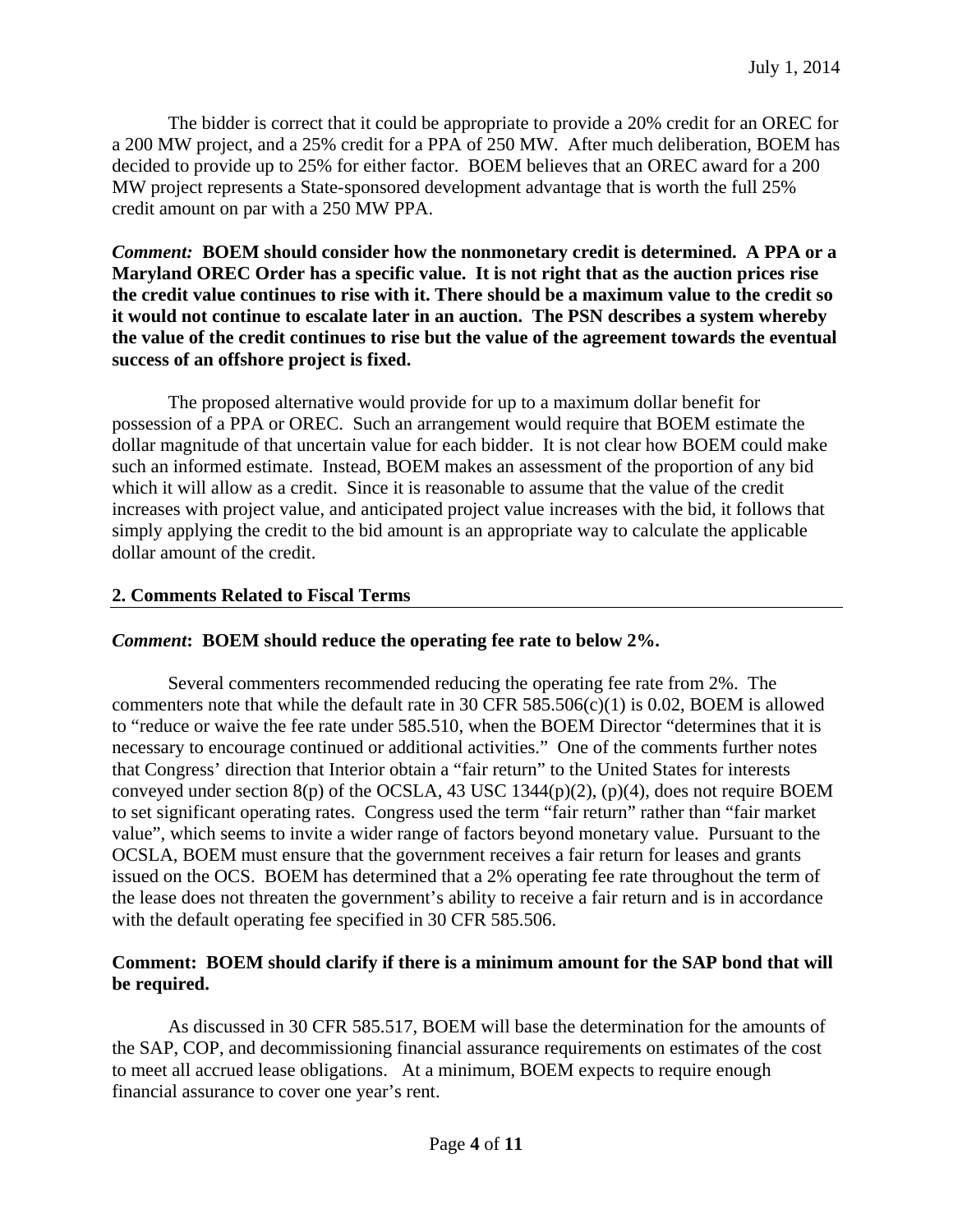The bidder is correct that it could be appropriate to provide a 20% credit for an OREC for a 200 MW project, and a 25% credit for a PPA of 250 MW. After much deliberation, BOEM has decided to provide up to 25% for either factor. BOEM believes that an OREC award for a 200 MW project represents a State-sponsored development advantage that is worth the full 25% credit amount on par with a 250 MW PPA.

***Comment:*** **BOEM should consider how the nonmonetary credit is determined. A PPA or a Maryland OREC Order has a specific value. It is not right that as the auction prices rise the credit value continues to rise with it. There should be a maximum value to the credit so it would not continue to escalate later in an auction. The PSN describes a system whereby the value of the credit continues to rise but the value of the agreement towards the eventual success of an offshore project is fixed.**

The proposed alternative would provide for up to a maximum dollar benefit for possession of a PPA or OREC. Such an arrangement would require that BOEM estimate the dollar magnitude of that uncertain value for each bidder. It is not clear how BOEM could make such an informed estimate. Instead, BOEM makes an assessment of the proportion of any bid which it will allow as a credit. Since it is reasonable to assume that the value of the credit increases with project value, and anticipated project value increases with the bid, it follows that simply applying the credit to the bid amount is an appropriate way to calculate the applicable dollar amount of the credit.

## 2. Comments Related to Fiscal Terms

***Comment*****: BOEM should reduce the operating fee rate to below 2%.**

Several commenters recommended reducing the operating fee rate from 2%. The commenters note that while the default rate in 30 CFR 585.506(c)(1) is 0.02, BOEM is allowed to "reduce or waive the fee rate under 585.510, when the BOEM Director "determines that it is necessary to encourage continued or additional activities." One of the comments further notes that Congress' direction that Interior obtain a "fair return" to the United States for interests conveyed under section 8(p) of the OCSLA, 43 USC 1344(p)(2), (p)(4), does not require BOEM to set significant operating rates. Congress used the term "fair return" rather than "fair market value", which seems to invite a wider range of factors beyond monetary value. Pursuant to the OCSLA, BOEM must ensure that the government receives a fair return for leases and grants issued on the OCS. BOEM has determined that a 2% operating fee rate throughout the term of the lease does not threaten the government's ability to receive a fair return and is in accordance with the default operating fee specified in 30 CFR 585.506.

**Comment: BOEM should clarify if there is a minimum amount for the SAP bond that will be required.**

As discussed in 30 CFR 585.517, BOEM will base the determination for the amounts of the SAP, COP, and decommissioning financial assurance requirements on estimates of the cost to meet all accrued lease obligations. At a minimum, BOEM expects to require enough financial assurance to cover one year's rent.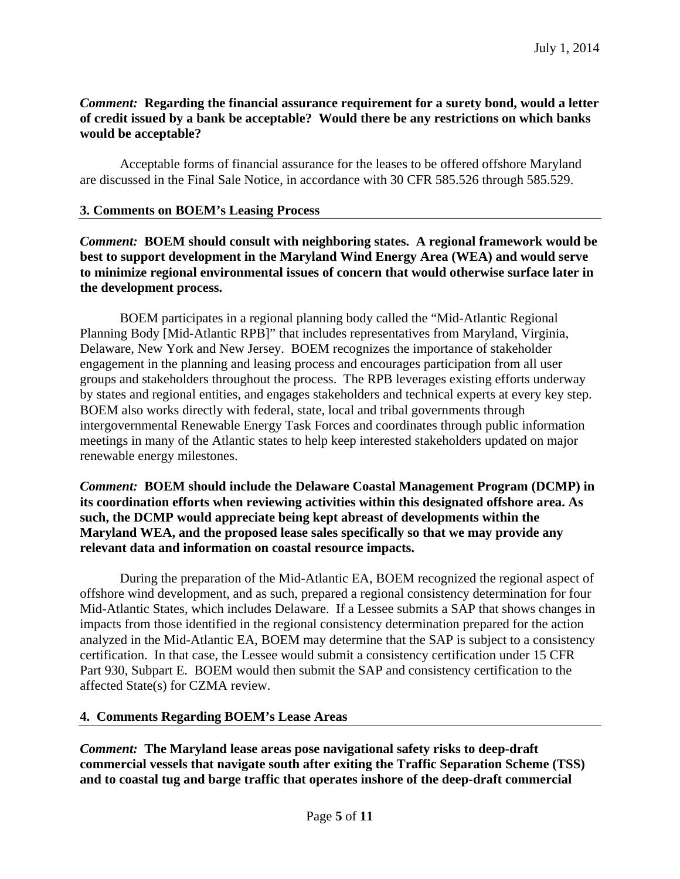*Comment:* **Regarding the financial assurance requirement for a surety bond, would a letter of credit issued by a bank be acceptable? Would there be any restrictions on which banks would be acceptable?**

Acceptable forms of financial assurance for the leases to be offered offshore Maryland are discussed in the Final Sale Notice, in accordance with 30 CFR 585.526 through 585.529.

## 3. Comments on BOEM's Leasing Process

*Comment:* **BOEM should consult with neighboring states. A regional framework would be best to support development in the Maryland Wind Energy Area (WEA) and would serve to minimize regional environmental issues of concern that would otherwise surface later in the development process.**

BOEM participates in a regional planning body called the "Mid-Atlantic Regional Planning Body [Mid-Atlantic RPB]" that includes representatives from Maryland, Virginia, Delaware, New York and New Jersey. BOEM recognizes the importance of stakeholder engagement in the planning and leasing process and encourages participation from all user groups and stakeholders throughout the process. The RPB leverages existing efforts underway by states and regional entities, and engages stakeholders and technical experts at every key step. BOEM also works directly with federal, state, local and tribal governments through intergovernmental Renewable Energy Task Forces and coordinates through public information meetings in many of the Atlantic states to help keep interested stakeholders updated on major renewable energy milestones.

*Comment:* **BOEM should include the Delaware Coastal Management Program (DCMP) in its coordination efforts when reviewing activities within this designated offshore area. As such, the DCMP would appreciate being kept abreast of developments within the Maryland WEA, and the proposed lease sales specifically so that we may provide any relevant data and information on coastal resource impacts.**

During the preparation of the Mid-Atlantic EA, BOEM recognized the regional aspect of offshore wind development, and as such, prepared a regional consistency determination for four Mid-Atlantic States, which includes Delaware. If a Lessee submits a SAP that shows changes in impacts from those identified in the regional consistency determination prepared for the action analyzed in the Mid-Atlantic EA, BOEM may determine that the SAP is subject to a consistency certification. In that case, the Lessee would submit a consistency certification under 15 CFR Part 930, Subpart E. BOEM would then submit the SAP and consistency certification to the affected State(s) for CZMA review.

## 4. Comments Regarding BOEM's Lease Areas

*Comment:* **The Maryland lease areas pose navigational safety risks to deep-draft commercial vessels that navigate south after exiting the Traffic Separation Scheme (TSS) and to coastal tug and barge traffic that operates inshore of the deep-draft commercial**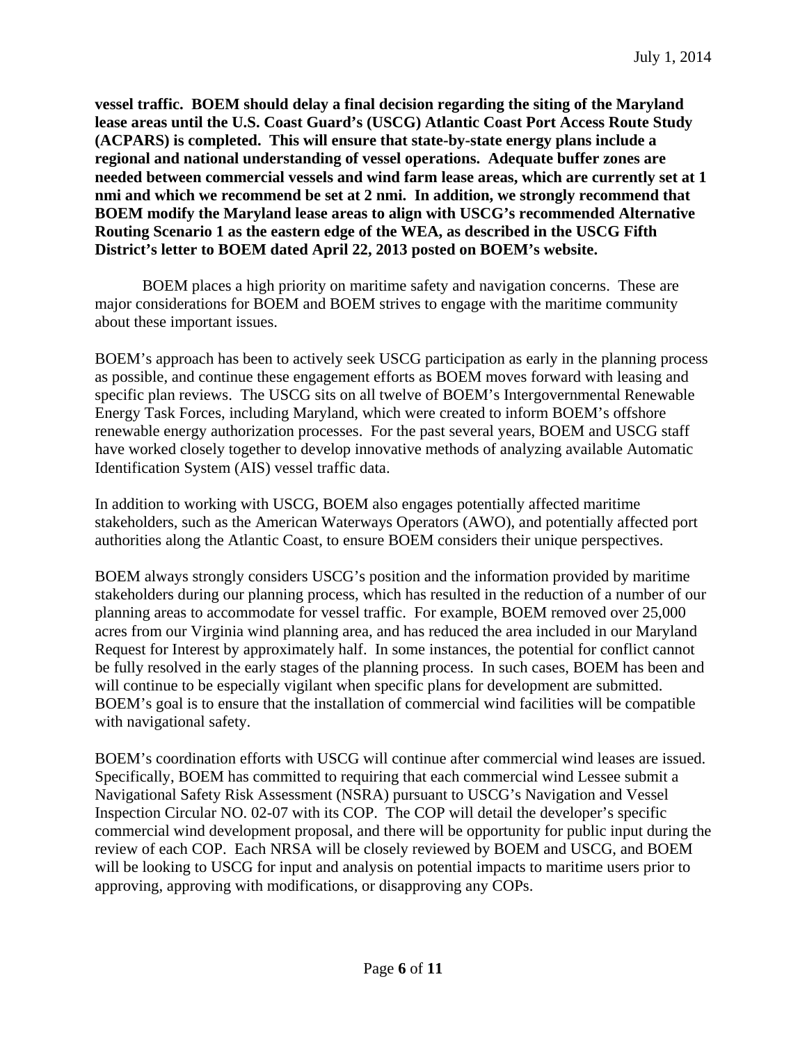**vessel traffic. BOEM should delay a final decision regarding the siting of the Maryland lease areas until the U.S. Coast Guard's (USCG) Atlantic Coast Port Access Route Study (ACPARS) is completed. This will ensure that state-by-state energy plans include a regional and national understanding of vessel operations. Adequate buffer zones are needed between commercial vessels and wind farm lease areas, which are currently set at 1 nmi and which we recommend be set at 2 nmi. In addition, we strongly recommend that BOEM modify the Maryland lease areas to align with USCG's recommended Alternative Routing Scenario 1 as the eastern edge of the WEA, as described in the USCG Fifth District's letter to BOEM dated April 22, 2013 posted on BOEM's website.**

BOEM places a high priority on maritime safety and navigation concerns. These are major considerations for BOEM and BOEM strives to engage with the maritime community about these important issues.

BOEM's approach has been to actively seek USCG participation as early in the planning process as possible, and continue these engagement efforts as BOEM moves forward with leasing and specific plan reviews. The USCG sits on all twelve of BOEM's Intergovernmental Renewable Energy Task Forces, including Maryland, which were created to inform BOEM's offshore renewable energy authorization processes. For the past several years, BOEM and USCG staff have worked closely together to develop innovative methods of analyzing available Automatic Identification System (AIS) vessel traffic data.

In addition to working with USCG, BOEM also engages potentially affected maritime stakeholders, such as the American Waterways Operators (AWO), and potentially affected port authorities along the Atlantic Coast, to ensure BOEM considers their unique perspectives.

BOEM always strongly considers USCG's position and the information provided by maritime stakeholders during our planning process, which has resulted in the reduction of a number of our planning areas to accommodate for vessel traffic. For example, BOEM removed over 25,000 acres from our Virginia wind planning area, and has reduced the area included in our Maryland Request for Interest by approximately half. In some instances, the potential for conflict cannot be fully resolved in the early stages of the planning process. In such cases, BOEM has been and will continue to be especially vigilant when specific plans for development are submitted. BOEM's goal is to ensure that the installation of commercial wind facilities will be compatible with navigational safety.

BOEM's coordination efforts with USCG will continue after commercial wind leases are issued. Specifically, BOEM has committed to requiring that each commercial wind Lessee submit a Navigational Safety Risk Assessment (NSRA) pursuant to USCG's Navigation and Vessel Inspection Circular NO. 02-07 with its COP. The COP will detail the developer's specific commercial wind development proposal, and there will be opportunity for public input during the review of each COP. Each NRSA will be closely reviewed by BOEM and USCG, and BOEM will be looking to USCG for input and analysis on potential impacts to maritime users prior to approving, approving with modifications, or disapproving any COPs.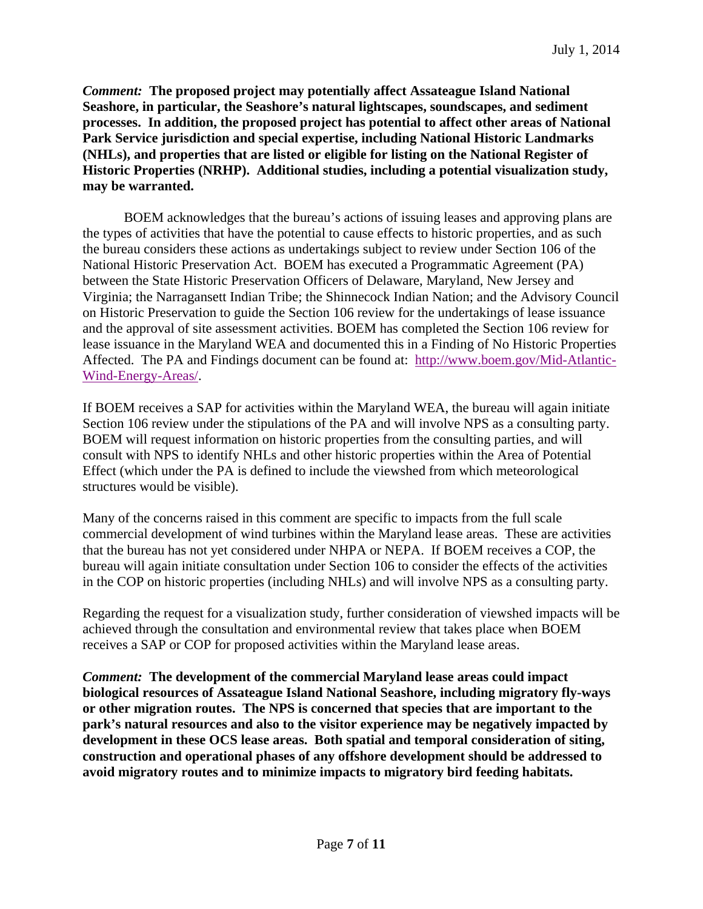July 1, 2014

***Comment:*** **The proposed project may potentially affect Assateague Island National Seashore, in particular, the Seashore's natural lightscapes, soundscapes, and sediment processes. In addition, the proposed project has potential to affect other areas of National Park Service jurisdiction and special expertise, including National Historic Landmarks (NHLs), and properties that are listed or eligible for listing on the National Register of Historic Properties (NRHP). Additional studies, including a potential visualization study, may be warranted.**

BOEM acknowledges that the bureau's actions of issuing leases and approving plans are the types of activities that have the potential to cause effects to historic properties, and as such the bureau considers these actions as undertakings subject to review under Section 106 of the National Historic Preservation Act. BOEM has executed a Programmatic Agreement (PA) between the State Historic Preservation Officers of Delaware, Maryland, New Jersey and Virginia; the Narragansett Indian Tribe; the Shinnecock Indian Nation; and the Advisory Council on Historic Preservation to guide the Section 106 review for the undertakings of lease issuance and the approval of site assessment activities. BOEM has completed the Section 106 review for lease issuance in the Maryland WEA and documented this in a Finding of No Historic Properties Affected. The PA and Findings document can be found at: [http://www.boem.gov/Mid-Atlantic-Wind-Energy-Areas/](http://www.boem.gov/Mid-Atlantic-Wind-Energy-Areas/).

If BOEM receives a SAP for activities within the Maryland WEA, the bureau will again initiate Section 106 review under the stipulations of the PA and will involve NPS as a consulting party. BOEM will request information on historic properties from the consulting parties, and will consult with NPS to identify NHLs and other historic properties within the Area of Potential Effect (which under the PA is defined to include the viewshed from which meteorological structures would be visible).

Many of the concerns raised in this comment are specific to impacts from the full scale commercial development of wind turbines within the Maryland lease areas. These are activities that the bureau has not yet considered under NHPA or NEPA. If BOEM receives a COP, the bureau will again initiate consultation under Section 106 to consider the effects of the activities in the COP on historic properties (including NHLs) and will involve NPS as a consulting party.

Regarding the request for a visualization study, further consideration of viewshed impacts will be achieved through the consultation and environmental review that takes place when BOEM receives a SAP or COP for proposed activities within the Maryland lease areas.

***Comment:*** **The development of the commercial Maryland lease areas could impact biological resources of Assateague Island National Seashore, including migratory fly-ways or other migration routes. The NPS is concerned that species that are important to the park's natural resources and also to the visitor experience may be negatively impacted by development in these OCS lease areas. Both spatial and temporal consideration of siting, construction and operational phases of any offshore development should be addressed to avoid migratory routes and to minimize impacts to migratory bird feeding habitats.**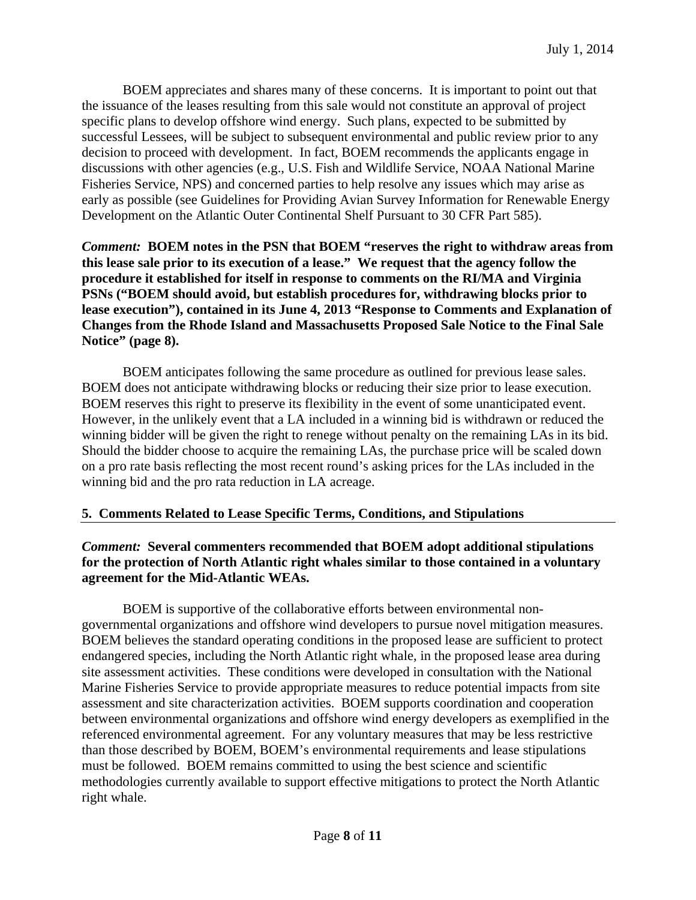BOEM appreciates and shares many of these concerns. It is important to point out that the issuance of the leases resulting from this sale would not constitute an approval of project specific plans to develop offshore wind energy. Such plans, expected to be submitted by successful Lessees, will be subject to subsequent environmental and public review prior to any decision to proceed with development. In fact, BOEM recommends the applicants engage in discussions with other agencies (e.g., U.S. Fish and Wildlife Service, NOAA National Marine Fisheries Service, NPS) and concerned parties to help resolve any issues which may arise as early as possible (see Guidelines for Providing Avian Survey Information for Renewable Energy Development on the Atlantic Outer Continental Shelf Pursuant to 30 CFR Part 585).

***Comment:* BOEM notes in the PSN that BOEM "reserves the right to withdraw areas from this lease sale prior to its execution of a lease." We request that the agency follow the procedure it established for itself in response to comments on the RI/MA and Virginia PSNs ("BOEM should avoid, but establish procedures for, withdrawing blocks prior to lease execution"), contained in its June 4, 2013 "Response to Comments and Explanation of Changes from the Rhode Island and Massachusetts Proposed Sale Notice to the Final Sale Notice" (page 8).**

BOEM anticipates following the same procedure as outlined for previous lease sales. BOEM does not anticipate withdrawing blocks or reducing their size prior to lease execution. BOEM reserves this right to preserve its flexibility in the event of some unanticipated event. However, in the unlikely event that a LA included in a winning bid is withdrawn or reduced the winning bidder will be given the right to renege without penalty on the remaining LAs in its bid. Should the bidder choose to acquire the remaining LAs, the purchase price will be scaled down on a pro rate basis reflecting the most recent round's asking prices for the LAs included in the winning bid and the pro rata reduction in LA acreage.

## 5. Comments Related to Lease Specific Terms, Conditions, and Stipulations

***Comment:* Several commenters recommended that BOEM adopt additional stipulations for the protection of North Atlantic right whales similar to those contained in a voluntary agreement for the Mid-Atlantic WEAs.**

BOEM is supportive of the collaborative efforts between environmental non-governmental organizations and offshore wind developers to pursue novel mitigation measures. BOEM believes the standard operating conditions in the proposed lease are sufficient to protect endangered species, including the North Atlantic right whale, in the proposed lease area during site assessment activities. These conditions were developed in consultation with the National Marine Fisheries Service to provide appropriate measures to reduce potential impacts from site assessment and site characterization activities. BOEM supports coordination and cooperation between environmental organizations and offshore wind energy developers as exemplified in the referenced environmental agreement. For any voluntary measures that may be less restrictive than those described by BOEM, BOEM's environmental requirements and lease stipulations must be followed. BOEM remains committed to using the best science and scientific methodologies currently available to support effective mitigations to protect the North Atlantic right whale.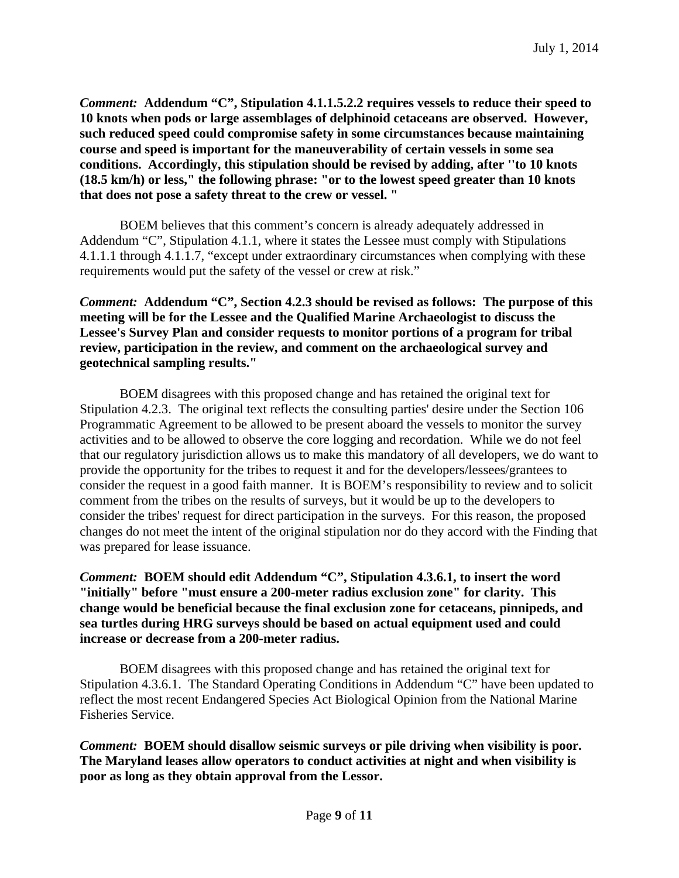July 1, 2014

***Comment:* Addendum "C", Stipulation 4.1.1.5.2.2 requires vessels to reduce their speed to 10 knots when pods or large assemblages of delphinoid cetaceans are observed. However, such reduced speed could compromise safety in some circumstances because maintaining course and speed is important for the maneuverability of certain vessels in some sea conditions. Accordingly, this stipulation should be revised by adding, after ''to 10 knots (18.5 km/h) or less," the following phrase: "or to the lowest speed greater than 10 knots that does not pose a safety threat to the crew or vessel. "**

BOEM believes that this comment's concern is already adequately addressed in Addendum "C", Stipulation 4.1.1, where it states the Lessee must comply with Stipulations 4.1.1.1 through 4.1.1.7, "except under extraordinary circumstances when complying with these requirements would put the safety of the vessel or crew at risk."

***Comment:* Addendum "C", Section 4.2.3 should be revised as follows: The purpose of this meeting will be for the Lessee and the Qualified Marine Archaeologist to discuss the Lessee's Survey Plan and consider requests to monitor portions of a program for tribal review, participation in the review, and comment on the archaeological survey and geotechnical sampling results."**

BOEM disagrees with this proposed change and has retained the original text for Stipulation 4.2.3. The original text reflects the consulting parties' desire under the Section 106 Programmatic Agreement to be allowed to be present aboard the vessels to monitor the survey activities and to be allowed to observe the core logging and recordation. While we do not feel that our regulatory jurisdiction allows us to make this mandatory of all developers, we do want to provide the opportunity for the tribes to request it and for the developers/lessees/grantees to consider the request in a good faith manner. It is BOEM's responsibility to review and to solicit comment from the tribes on the results of surveys, but it would be up to the developers to consider the tribes' request for direct participation in the surveys. For this reason, the proposed changes do not meet the intent of the original stipulation nor do they accord with the Finding that was prepared for lease issuance.

***Comment:* BOEM should edit Addendum "C", Stipulation 4.3.6.1, to insert the word "initially" before "must ensure a 200-meter radius exclusion zone" for clarity. This change would be beneficial because the final exclusion zone for cetaceans, pinnipeds, and sea turtles during HRG surveys should be based on actual equipment used and could increase or decrease from a 200-meter radius.**

BOEM disagrees with this proposed change and has retained the original text for Stipulation 4.3.6.1. The Standard Operating Conditions in Addendum "C" have been updated to reflect the most recent Endangered Species Act Biological Opinion from the National Marine Fisheries Service.

***Comment:* BOEM should disallow seismic surveys or pile driving when visibility is poor. The Maryland leases allow operators to conduct activities at night and when visibility is poor as long as they obtain approval from the Lessor.**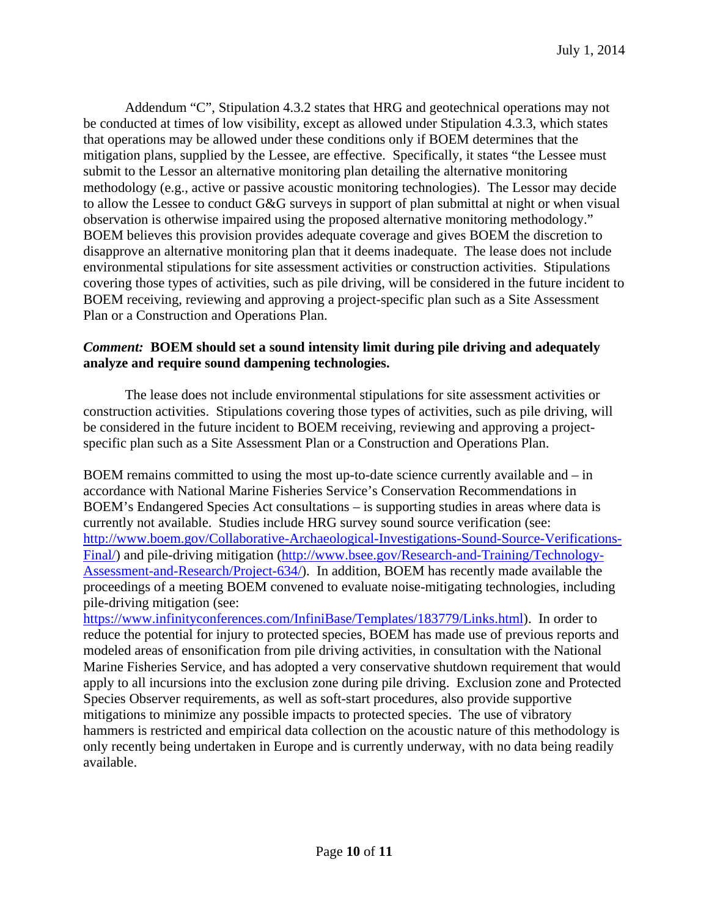Addendum "C", Stipulation 4.3.2 states that HRG and geotechnical operations may not be conducted at times of low visibility, except as allowed under Stipulation 4.3.3, which states that operations may be allowed under these conditions only if BOEM determines that the mitigation plans, supplied by the Lessee, are effective. Specifically, it states "the Lessee must submit to the Lessor an alternative monitoring plan detailing the alternative monitoring methodology (e.g., active or passive acoustic monitoring technologies). The Lessor may decide to allow the Lessee to conduct G&G surveys in support of plan submittal at night or when visual observation is otherwise impaired using the proposed alternative monitoring methodology." BOEM believes this provision provides adequate coverage and gives BOEM the discretion to disapprove an alternative monitoring plan that it deems inadequate. The lease does not include environmental stipulations for site assessment activities or construction activities. Stipulations covering those types of activities, such as pile driving, will be considered in the future incident to BOEM receiving, reviewing and approving a project-specific plan such as a Site Assessment Plan or a Construction and Operations Plan.

***Comment:* BOEM should set a sound intensity limit during pile driving and adequately analyze and require sound dampening technologies.**

The lease does not include environmental stipulations for site assessment activities or construction activities. Stipulations covering those types of activities, such as pile driving, will be considered in the future incident to BOEM receiving, reviewing and approving a project-specific plan such as a Site Assessment Plan or a Construction and Operations Plan.

BOEM remains committed to using the most up-to-date science currently available and – in accordance with National Marine Fisheries Service's Conservation Recommendations in BOEM's Endangered Species Act consultations – is supporting studies in areas where data is currently not available. Studies include HRG survey sound source verification (see: [http://www.boem.gov/Collaborative-Archaeological-Investigations-Sound-Source-Verifications-Final/](http://www.boem.gov/Collaborative-Archaeological-Investigations-Sound-Source-Verifications-Final/)) and pile-driving mitigation ([http://www.bsee.gov/Research-and-Training/Technology-Assessment-and-Research/Project-634/](http://www.bsee.gov/Research-and-Training/Technology-Assessment-and-Research/Project-634/)). In addition, BOEM has recently made available the proceedings of a meeting BOEM convened to evaluate noise-mitigating technologies, including pile-driving mitigation (see: [https://www.infinityconferences.com/InfiniBase/Templates/183779/Links.html](https://www.infinityconferences.com/InfiniBase/Templates/183779/Links.html)). In order to reduce the potential for injury to protected species, BOEM has made use of previous reports and modeled areas of ensonification from pile driving activities, in consultation with the National Marine Fisheries Service, and has adopted a very conservative shutdown requirement that would apply to all incursions into the exclusion zone during pile driving. Exclusion zone and Protected Species Observer requirements, as well as soft-start procedures, also provide supportive mitigations to minimize any possible impacts to protected species. The use of vibratory hammers is restricted and empirical data collection on the acoustic nature of this methodology is only recently being undertaken in Europe and is currently underway, with no data being readily available.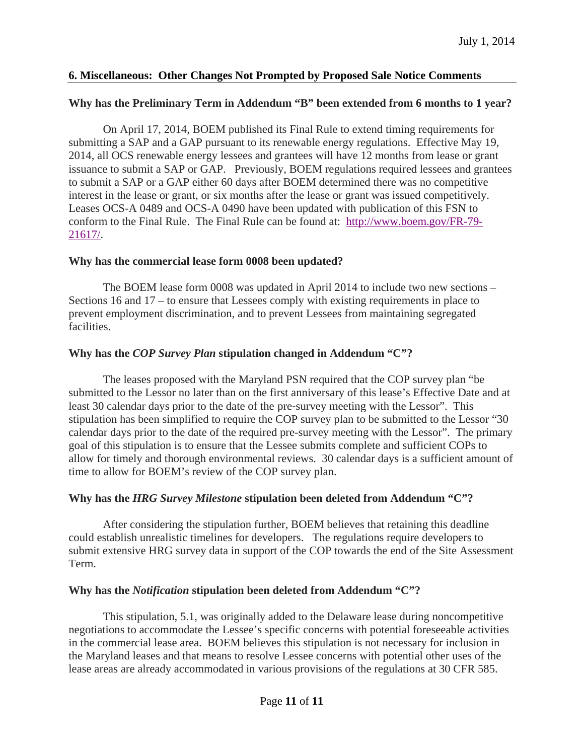## 6. Miscellaneous: Other Changes Not Prompted by Proposed Sale Notice Comments

**Why has the Preliminary Term in Addendum "B" been extended from 6 months to 1 year?**

On April 17, 2014, BOEM published its Final Rule to extend timing requirements for submitting a SAP and a GAP pursuant to its renewable energy regulations. Effective May 19, 2014, all OCS renewable energy lessees and grantees will have 12 months from lease or grant issuance to submit a SAP or GAP. Previously, BOEM regulations required lessees and grantees to submit a SAP or a GAP either 60 days after BOEM determined there was no competitive interest in the lease or grant, or six months after the lease or grant was issued competitively. Leases OCS-A 0489 and OCS-A 0490 have been updated with publication of this FSN to conform to the Final Rule. The Final Rule can be found at: http://www.boem.gov/FR-79-21617/.

**Why has the commercial lease form 0008 been updated?**

The BOEM lease form 0008 was updated in April 2014 to include two new sections – Sections 16 and 17 – to ensure that Lessees comply with existing requirements in place to prevent employment discrimination, and to prevent Lessees from maintaining segregated facilities.

**Why has the *COP Survey Plan* stipulation changed in Addendum "C"?**

The leases proposed with the Maryland PSN required that the COP survey plan "be submitted to the Lessor no later than on the first anniversary of this lease's Effective Date and at least 30 calendar days prior to the date of the pre-survey meeting with the Lessor". This stipulation has been simplified to require the COP survey plan to be submitted to the Lessor "30 calendar days prior to the date of the required pre-survey meeting with the Lessor". The primary goal of this stipulation is to ensure that the Lessee submits complete and sufficient COPs to allow for timely and thorough environmental reviews. 30 calendar days is a sufficient amount of time to allow for BOEM's review of the COP survey plan.

**Why has the *HRG Survey Milestone* stipulation been deleted from Addendum "C"?**

After considering the stipulation further, BOEM believes that retaining this deadline could establish unrealistic timelines for developers. The regulations require developers to submit extensive HRG survey data in support of the COP towards the end of the Site Assessment Term.

**Why has the *Notification* stipulation been deleted from Addendum "C"?**

This stipulation, 5.1, was originally added to the Delaware lease during noncompetitive negotiations to accommodate the Lessee's specific concerns with potential foreseeable activities in the commercial lease area. BOEM believes this stipulation is not necessary for inclusion in the Maryland leases and that means to resolve Lessee concerns with potential other uses of the lease areas are already accommodated in various provisions of the regulations at 30 CFR 585.